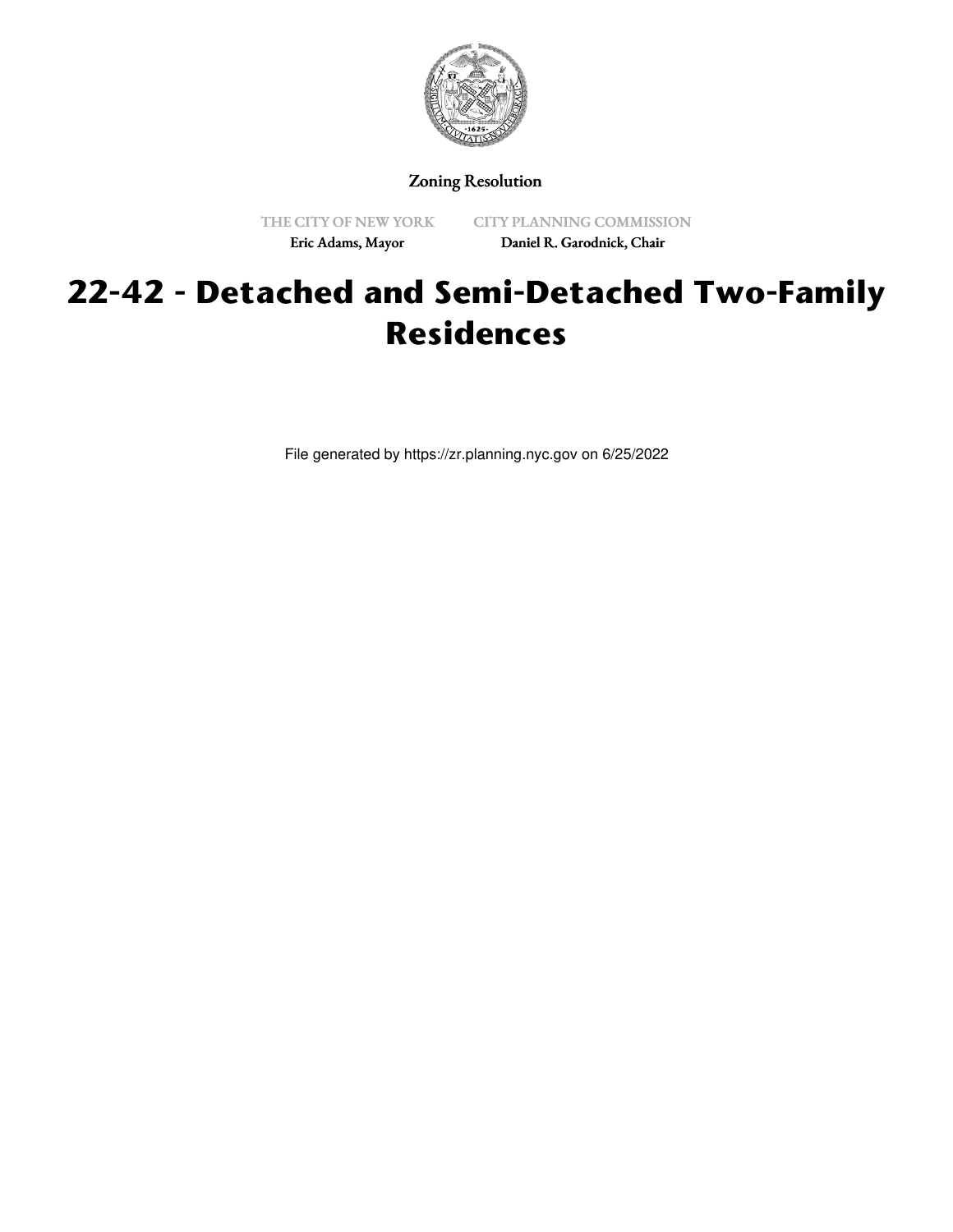Zoning Resolution

THE CITY OF NEW YORK
Eric Adams, Mayor

CITY PLANNING COMMISSION
Daniel R. Garodnick, Chair

# 22-42 - Detached and Semi-Detached Two-Family Residences

File generated by https://zr.planning.nyc.gov on 6/25/2022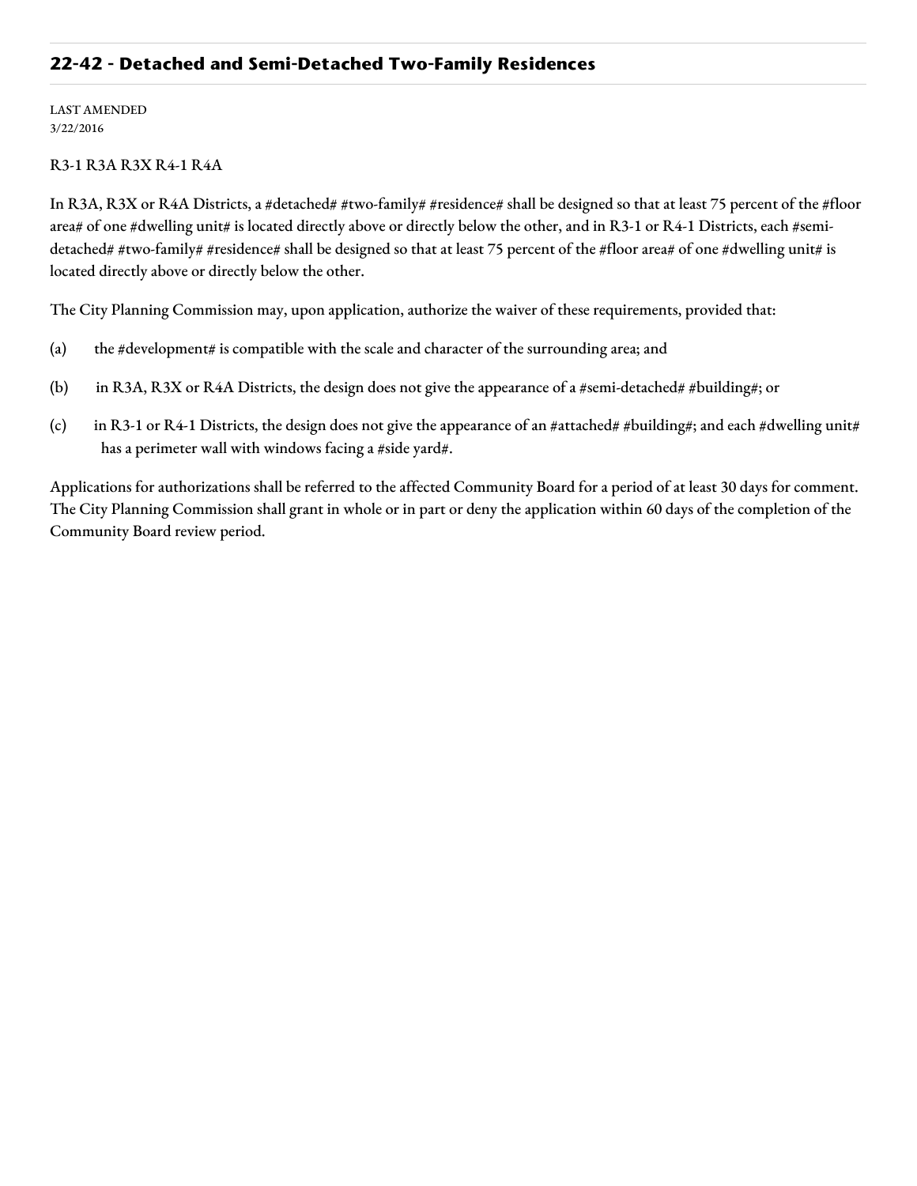## 22-42 - Detached and Semi-Detached Two-Family Residences

LAST AMENDED
3/22/2016

R3-1 R3A R3X R4-1 R4A

In R3A, R3X or R4A Districts, a #detached# #two-family# #residence# shall be designed so that at least 75 percent of the #floor area# of one #dwelling unit# is located directly above or directly below the other, and in R3-1 or R4-1 Districts, each #semi-detached# #two-family# #residence# shall be designed so that at least 75 percent of the #floor area# of one #dwelling unit# is located directly above or directly below the other.

The City Planning Commission may, upon application, authorize the waiver of these requirements, provided that:

(a) the #development# is compatible with the scale and character of the surrounding area; and

(b) in R3A, R3X or R4A Districts, the design does not give the appearance of a #semi-detached# #building#; or

(c) in R3-1 or R4-1 Districts, the design does not give the appearance of an #attached# #building#; and each #dwelling unit# has a perimeter wall with windows facing a #side yard#.

Applications for authorizations shall be referred to the affected Community Board for a period of at least 30 days for comment. The City Planning Commission shall grant in whole or in part or deny the application within 60 days of the completion of the Community Board review period.